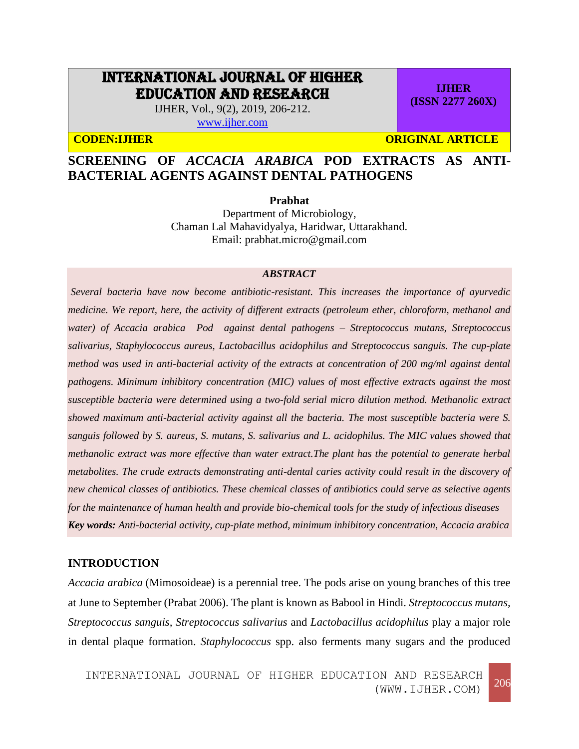# INTERNATIONAL JOURNAL OF HIGHER EDUCATION AND RESEARCH

IJHER, Vol., 9(2), 2019, 206-212.
www.ijher.com

**IJHER (ISSN 2277 260X)**

**CODEN:IJHER** **ORIGINAL ARTICLE**

## SCREENING OF *ACCACIA ARABICA* POD EXTRACTS AS ANTI-BACTERIAL AGENTS AGAINST DENTAL PATHOGENS

**Prabhat**
Department of Microbiology,
Chaman Lal Mahavidyalya, Haridwar, Uttarakhand.
Email: prabhat.micro@gmail.com

### *ABSTRACT*

*Several bacteria have now become antibiotic-resistant. This increases the importance of ayurvedic medicine. We report, here, the activity of different extracts (petroleum ether, chloroform, methanol and water) of Accacia arabica Pod against dental pathogens – Streptococcus mutans, Streptococcus salivarius, Staphylococcus aureus, Lactobacillus acidophilus and Streptococcus sanguis. The cup-plate method was used in anti-bacterial activity of the extracts at concentration of 200 mg/ml against dental pathogens. Minimum inhibitory concentration (MIC) values of most effective extracts against the most susceptible bacteria were determined using a two-fold serial micro dilution method. Methanolic extract showed maximum anti-bacterial activity against all the bacteria. The most susceptible bacteria were S. sanguis followed by S. aureus, S. mutans, S. salivarius and L. acidophilus. The MIC values showed that methanolic extract was more effective than water extract.The plant has the potential to generate herbal metabolites. The crude extracts demonstrating anti-dental caries activity could result in the discovery of new chemical classes of antibiotics. These chemical classes of antibiotics could serve as selective agents for the maintenance of human health and provide bio-chemical tools for the study of infectious diseases*

***Key words:*** *Anti-bacterial activity, cup-plate method, minimum inhibitory concentration, Accacia arabica*

### INTRODUCTION

*Accacia arabica* (Mimosoideae) is a perennial tree. The pods arise on young branches of this tree at June to September (Prabat 2006). The plant is known as Babool in Hindi. *Streptococcus mutans, Streptococcus sanguis, Streptococcus salivarius* and *Lactobacillus acidophilus* play a major role in dental plaque formation. *Staphylococcus* spp. also ferments many sugars and the produced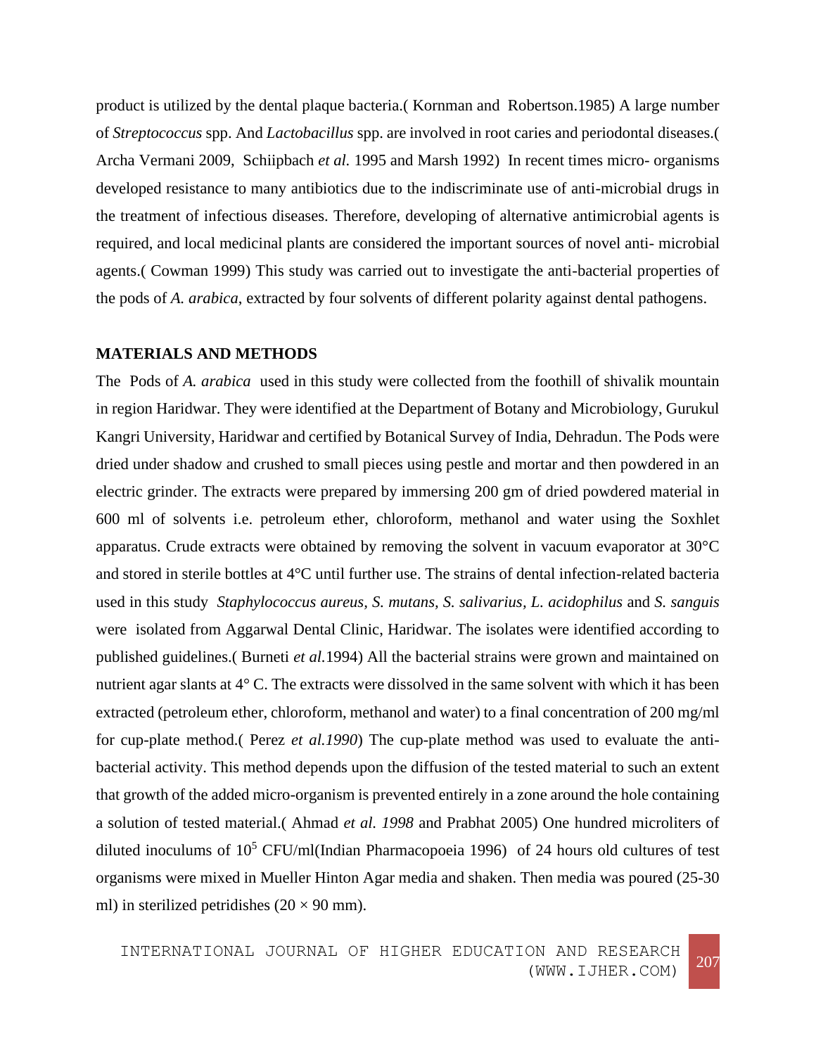product is utilized by the dental plaque bacteria.( Kornman and Robertson.1985) A large number of *Streptococcus* spp. And *Lactobacillus* spp. are involved in root caries and periodontal diseases.( Archa Vermani 2009, Schiipbach *et al.* 1995 and Marsh 1992) In recent times micro- organisms developed resistance to many antibiotics due to the indiscriminate use of anti-microbial drugs in the treatment of infectious diseases. Therefore, developing of alternative antimicrobial agents is required, and local medicinal plants are considered the important sources of novel anti- microbial agents.( Cowman 1999) This study was carried out to investigate the anti-bacterial properties of the pods of *A. arabica*, extracted by four solvents of different polarity against dental pathogens.

## MATERIALS AND METHODS

The Pods of *A. arabica* used in this study were collected from the foothill of shivalik mountain in region Haridwar. They were identified at the Department of Botany and Microbiology, Gurukul Kangri University, Haridwar and certified by Botanical Survey of India, Dehradun. The Pods were dried under shadow and crushed to small pieces using pestle and mortar and then powdered in an electric grinder. The extracts were prepared by immersing 200 gm of dried powdered material in 600 ml of solvents i.e. petroleum ether, chloroform, methanol and water using the Soxhlet apparatus. Crude extracts were obtained by removing the solvent in vacuum evaporator at 30°C and stored in sterile bottles at 4°C until further use. The strains of dental infection-related bacteria used in this study *Staphylococcus aureus, S. mutans, S. salivarius, L. acidophilus* and *S. sanguis* were isolated from Aggarwal Dental Clinic, Haridwar. The isolates were identified according to published guidelines.( Burneti *et al.*1994) All the bacterial strains were grown and maintained on nutrient agar slants at 4° C. The extracts were dissolved in the same solvent with which it has been extracted (petroleum ether, chloroform, methanol and water) to a final concentration of 200 mg/ml for cup-plate method.( Perez *et al.1990*) The cup-plate method was used to evaluate the anti-bacterial activity. This method depends upon the diffusion of the tested material to such an extent that growth of the added micro-organism is prevented entirely in a zone around the hole containing a solution of tested material.( Ahmad *et al. 1998* and Prabhat 2005) One hundred microliters of diluted inoculums of $10^5$ CFU/ml(Indian Pharmacopoeia 1996) of 24 hours old cultures of test organisms were mixed in Mueller Hinton Agar media and shaken. Then media was poured (25-30 ml) in sterilized petridishes ($20 \times 90$ mm).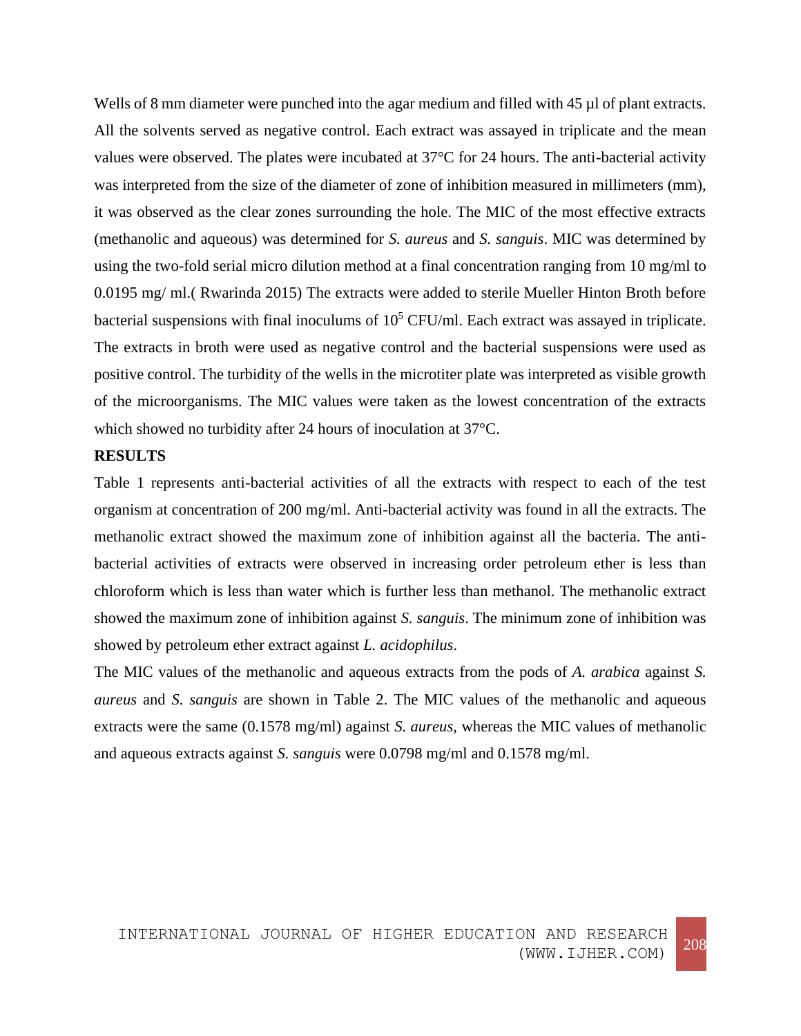Wells of 8 mm diameter were punched into the agar medium and filled with 45 µl of plant extracts. All the solvents served as negative control. Each extract was assayed in triplicate and the mean values were observed. The plates were incubated at 37°C for 24 hours. The anti-bacterial activity was interpreted from the size of the diameter of zone of inhibition measured in millimeters (mm), it was observed as the clear zones surrounding the hole. The MIC of the most effective extracts (methanolic and aqueous) was determined for *S. aureus* and *S. sanguis*. MIC was determined by using the two-fold serial micro dilution method at a final concentration ranging from 10 mg/ml to 0.0195 mg/ ml.( Rwarinda 2015) The extracts were added to sterile Mueller Hinton Broth before bacterial suspensions with final inoculums of $10^5$ CFU/ml. Each extract was assayed in triplicate. The extracts in broth were used as negative control and the bacterial suspensions were used as positive control. The turbidity of the wells in the microtiter plate was interpreted as visible growth of the microorganisms. The MIC values were taken as the lowest concentration of the extracts which showed no turbidity after 24 hours of inoculation at 37°C.

**RESULTS**

Table 1 represents anti-bacterial activities of all the extracts with respect to each of the test organism at concentration of 200 mg/ml. Anti-bacterial activity was found in all the extracts. The methanolic extract showed the maximum zone of inhibition against all the bacteria. The anti-bacterial activities of extracts were observed in increasing order petroleum ether is less than chloroform which is less than water which is further less than methanol. The methanolic extract showed the maximum zone of inhibition against *S. sanguis*. The minimum zone of inhibition was showed by petroleum ether extract against *L. acidophilus*.

The MIC values of the methanolic and aqueous extracts from the pods of *A. arabica* against *S. aureus* and *S. sanguis* are shown in Table 2. The MIC values of the methanolic and aqueous extracts were the same (0.1578 mg/ml) against *S. aureus*, whereas the MIC values of methanolic and aqueous extracts against *S. sanguis* were 0.0798 mg/ml and 0.1578 mg/ml.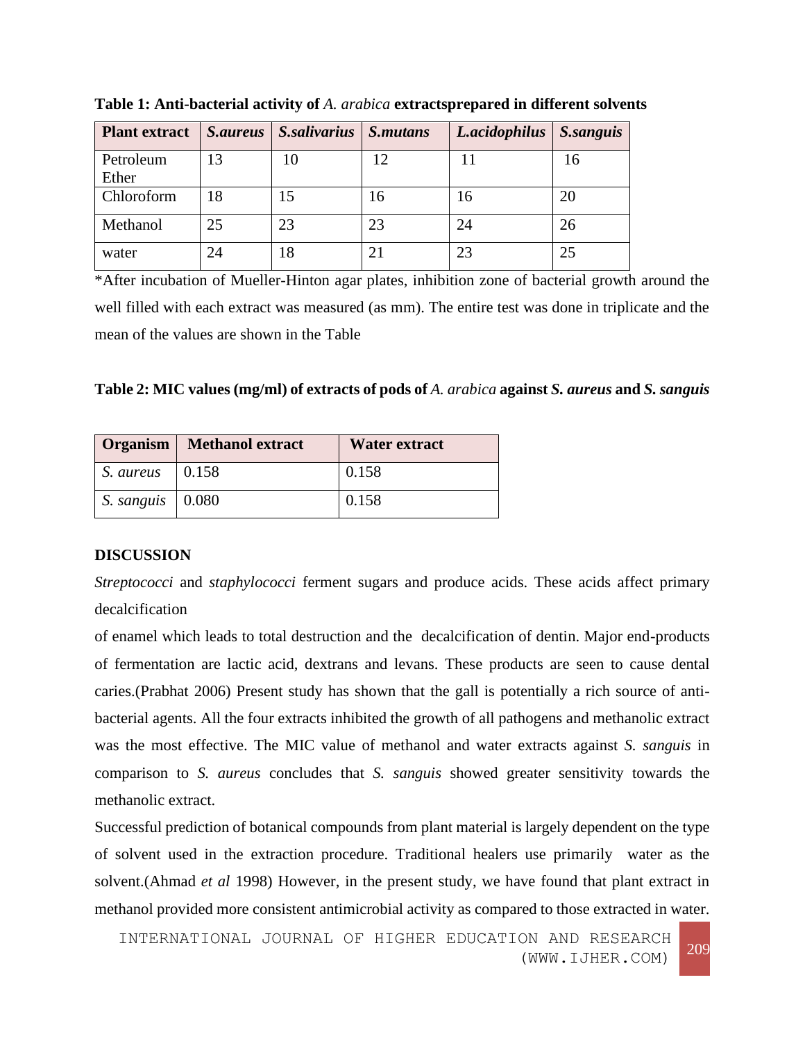**Table 1: Anti-bacterial activity of *A. arabica* extractsprepared in different solvents**

| Plant extract | *S.aureus* | *S.salivarius* | *S.mutans* | *L.acidophilus* | *S.sanguis* |
|---|---|---|---|---|---|
| Petroleum Ether | 13 | 10 | 12 | 11 | 16 |
| Chloroform | 18 | 15 | 16 | 16 | 20 |
| Methanol | 25 | 23 | 23 | 24 | 26 |
| water | 24 | 18 | 21 | 23 | 25 |

*After incubation of Mueller-Hinton agar plates, inhibition zone of bacterial growth around the well filled with each extract was measured (as mm). The entire test was done in triplicate and the mean of the values are shown in the Table

**Table 2: MIC values (mg/ml) of extracts of pods of *A. arabica* against *S. aureus* and *S. sanguis***

| Organism | Methanol extract | Water extract |
|---|---|---|
| *S. aureus* | 0.158 | 0.158 |
| *S. sanguis* | 0.080 | 0.158 |

## DISCUSSION

*Streptococci* and *staphylococci* ferment sugars and produce acids. These acids affect primary decalcification

of enamel which leads to total destruction and the decalcification of dentin. Major end-products of fermentation are lactic acid, dextrans and levans. These products are seen to cause dental caries.(Prabhat 2006) Present study has shown that the gall is potentially a rich source of anti-bacterial agents. All the four extracts inhibited the growth of all pathogens and methanolic extract was the most effective. The MIC value of methanol and water extracts against *S. sanguis* in comparison to *S. aureus* concludes that *S. sanguis* showed greater sensitivity towards the methanolic extract.

Successful prediction of botanical compounds from plant material is largely dependent on the type of solvent used in the extraction procedure. Traditional healers use primarily water as the solvent.(Ahmad *et al* 1998) However, in the present study, we have found that plant extract in methanol provided more consistent antimicrobial activity as compared to those extracted in water.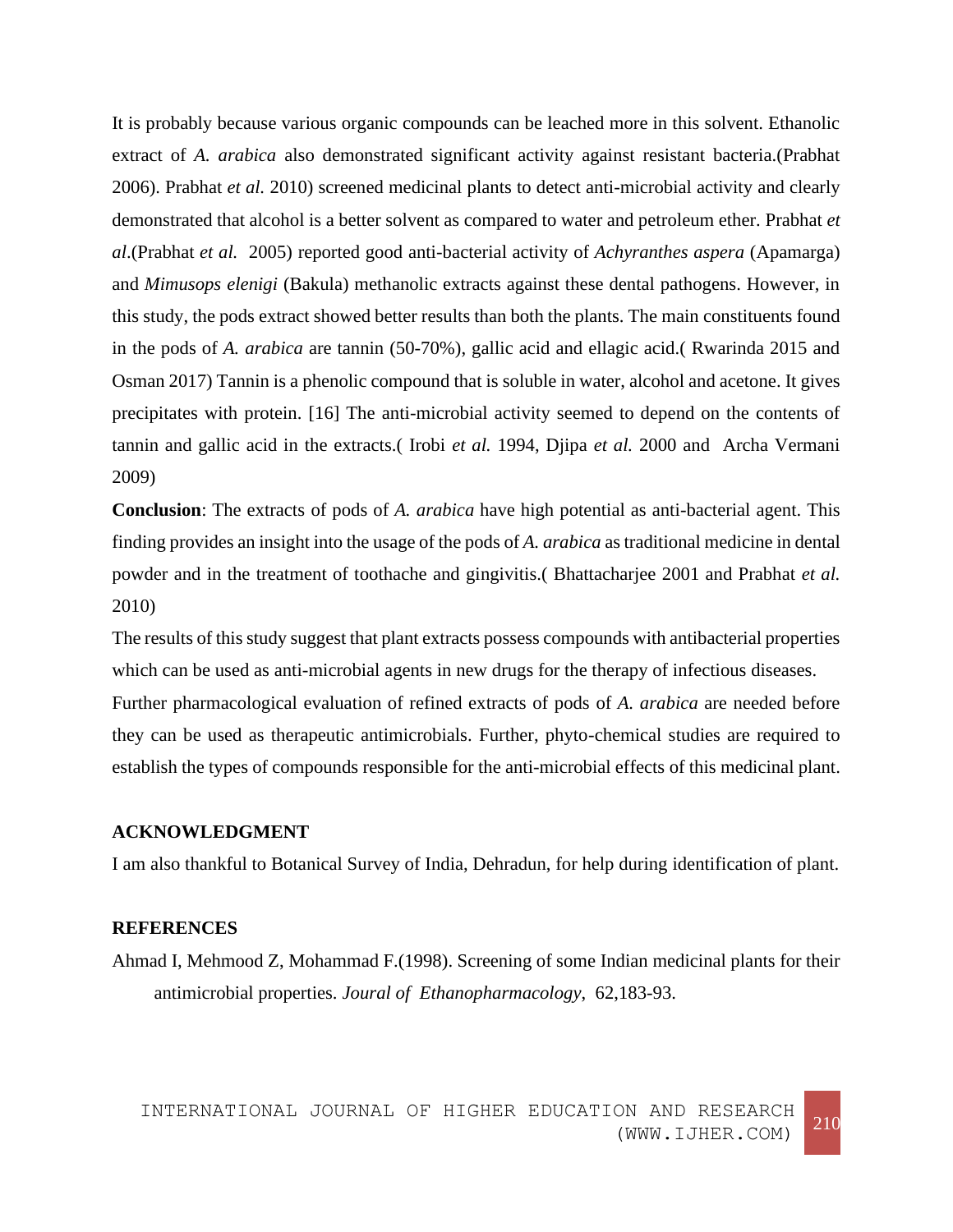It is probably because various organic compounds can be leached more in this solvent. Ethanolic extract of *A. arabica* also demonstrated significant activity against resistant bacteria.(Prabhat 2006). Prabhat *et al.* 2010) screened medicinal plants to detect anti-microbial activity and clearly demonstrated that alcohol is a better solvent as compared to water and petroleum ether. Prabhat *et al*.(Prabhat *et al.* 2005) reported good anti-bacterial activity of *Achyranthes aspera* (Apamarga) and *Mimusops elenigi* (Bakula) methanolic extracts against these dental pathogens. However, in this study, the pods extract showed better results than both the plants. The main constituents found in the pods of *A. arabica* are tannin (50-70%), gallic acid and ellagic acid.( Rwarinda 2015 and Osman 2017) Tannin is a phenolic compound that is soluble in water, alcohol and acetone. It gives precipitates with protein. [16] The anti-microbial activity seemed to depend on the contents of tannin and gallic acid in the extracts.( Irobi *et al.* 1994, Djipa *et al.* 2000 and Archa Vermani 2009)

**Conclusion**: The extracts of pods of *A. arabica* have high potential as anti-bacterial agent. This finding provides an insight into the usage of the pods of *A. arabica* as traditional medicine in dental powder and in the treatment of toothache and gingivitis.( Bhattacharjee 2001 and Prabhat *et al.* 2010)

The results of this study suggest that plant extracts possess compounds with antibacterial properties which can be used as anti-microbial agents in new drugs for the therapy of infectious diseases.

Further pharmacological evaluation of refined extracts of pods of *A. arabica* are needed before they can be used as therapeutic antimicrobials. Further, phyto-chemical studies are required to establish the types of compounds responsible for the anti-microbial effects of this medicinal plant.

## ACKNOWLEDGMENT

I am also thankful to Botanical Survey of India, Dehradun, for help during identification of plant.

## REFERENCES

Ahmad I, Mehmood Z, Mohammad F.(1998). Screening of some Indian medicinal plants for their antimicrobial properties. *Joural of Ethanopharmacology*, 62,183-93.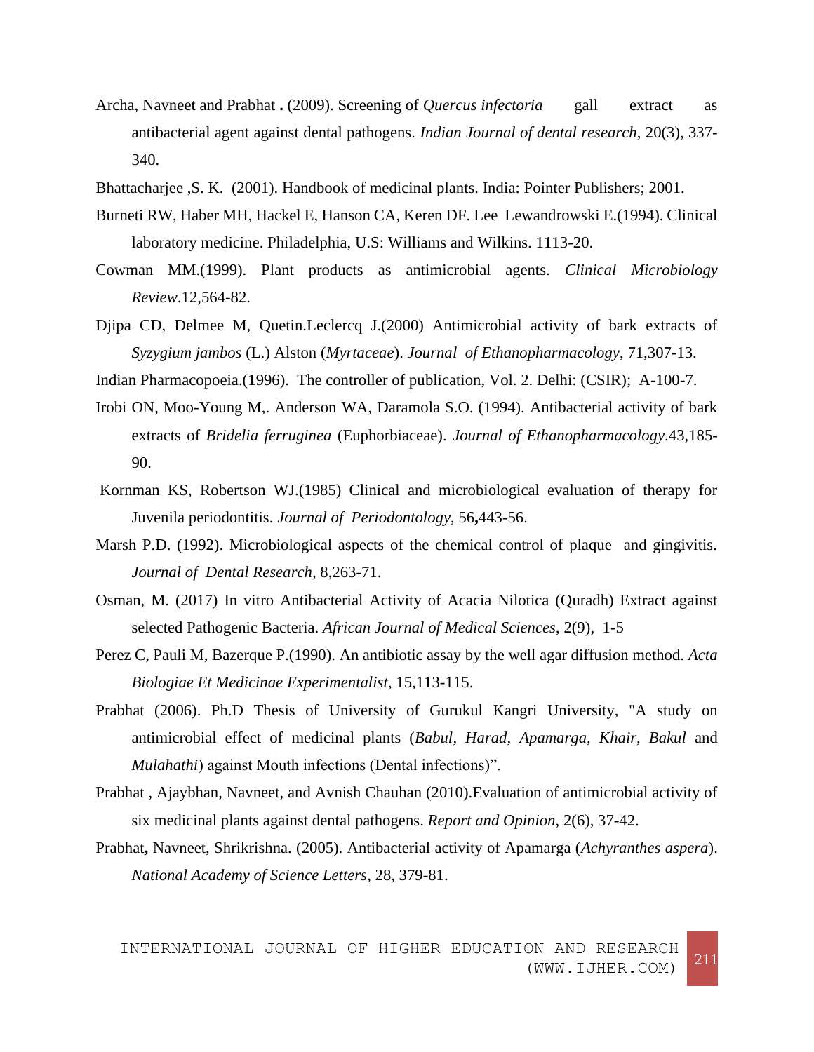Archa, Navneet and Prabhat **.** (2009). Screening of *Quercus infectoria* gall extract as antibacterial agent against dental pathogens. *Indian Journal of dental research*, 20(3), 337-340.

Bhattacharjee ,S. K. (2001). Handbook of medicinal plants. India: Pointer Publishers; 2001.

Burneti RW, Haber MH, Hackel E, Hanson CA, Keren DF. Lee Lewandrowski E.(1994). Clinical laboratory medicine. Philadelphia, U.S: Williams and Wilkins. 1113-20.

Cowman MM.(1999). Plant products as antimicrobial agents. *Clinical Microbiology Review*.12,564-82.

Djipa CD, Delmee M, Quetin.Leclercq J.(2000) Antimicrobial activity of bark extracts of *Syzygium jambos* (L.) Alston (*Myrtaceae*). *Journal of Ethanopharmacology*, 71,307-13.

Indian Pharmacopoeia.(1996). The controller of publication, Vol. 2. Delhi: (CSIR); A-100-7.

Irobi ON, Moo-Young M,. Anderson WA, Daramola S.O. (1994). Antibacterial activity of bark extracts of *Bridelia ferruginea* (Euphorbiaceae). *Journal of Ethanopharmacology*.43,185-90.

Kornman KS, Robertson WJ.(1985) Clinical and microbiological evaluation of therapy for Juvenila periodontitis. *Journal of Periodontology*, 56**,**443-56.

Marsh P.D. (1992). Microbiological aspects of the chemical control of plaque and gingivitis. *Journal of Dental Research,* 8,263-71.

Osman, M. (2017) In vitro Antibacterial Activity of Acacia Nilotica (Quradh) Extract against selected Pathogenic Bacteria. *African Journal of Medical Sciences*, 2(9), 1-5

Perez C, Pauli M, Bazerque P.(1990). An antibiotic assay by the well agar diffusion method. *Acta Biologiae Et Medicinae Experimentalist*, 15,113-115.

Prabhat (2006). Ph.D Thesis of University of Gurukul Kangri University, "A study on antimicrobial effect of medicinal plants (*Babul, Harad, Apamarga, Khair, Bakul* and *Mulahathi*) against Mouth infections (Dental infections)".

Prabhat , Ajaybhan, Navneet, and Avnish Chauhan (2010).Evaluation of antimicrobial activity of six medicinal plants against dental pathogens. *Report and Opinion*, 2(6), 37-42.

Prabhat**,** Navneet, Shrikrishna. (2005). Antibacterial activity of Apamarga (*Achyranthes aspera*). *National Academy of Science Letters,* 28, 379-81.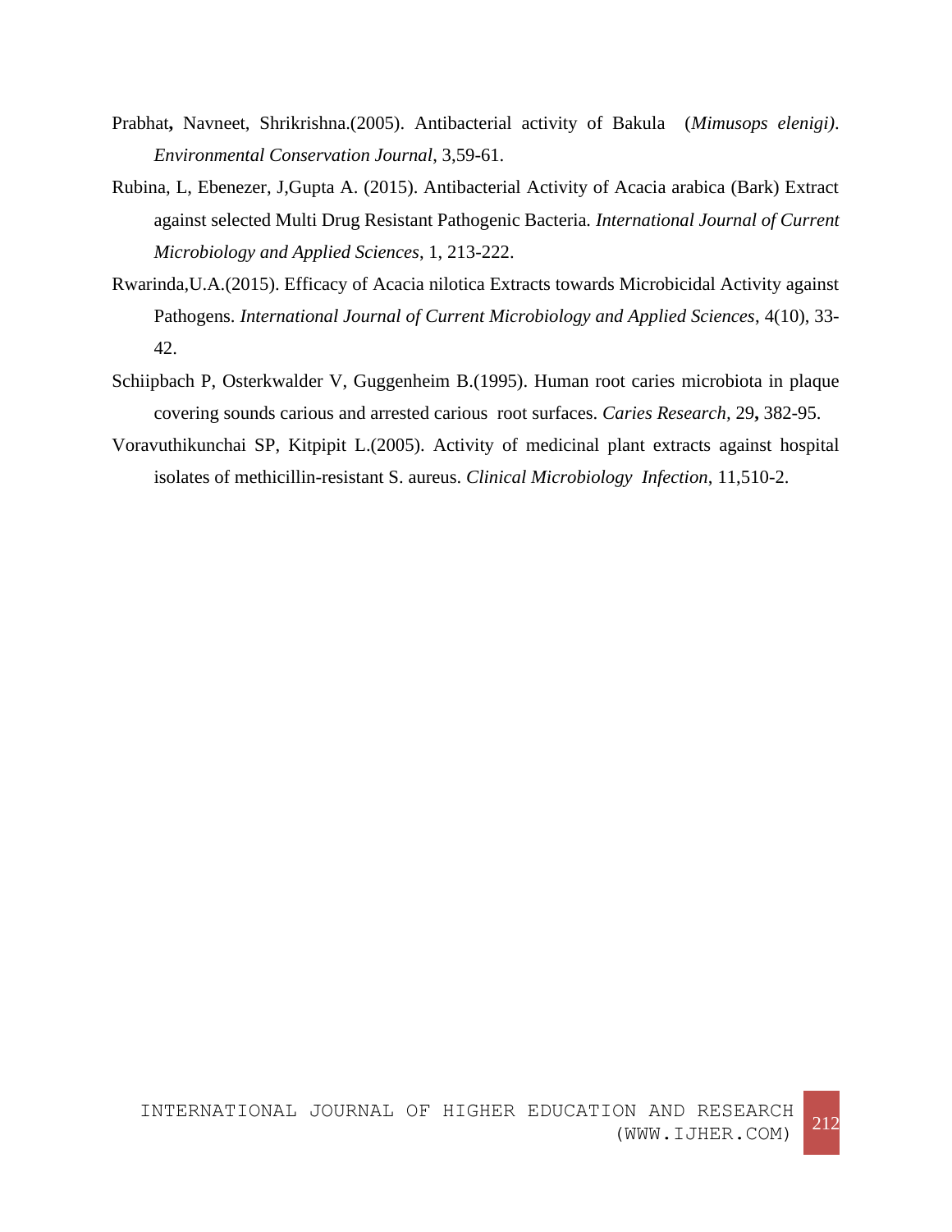Prabhat**,** Navneet, Shrikrishna.(2005). Antibacterial activity of Bakula (*Mimusops elenigi)*. *Environmental Conservation Journal*, 3,59-61.

Rubina, L, Ebenezer, J,Gupta A. (2015). Antibacterial Activity of Acacia arabica (Bark) Extract against selected Multi Drug Resistant Pathogenic Bacteria. *International Journal of Current Microbiology and Applied Sciences*, 1, 213-222.

Rwarinda,U.A.(2015). Efficacy of Acacia nilotica Extracts towards Microbicidal Activity against Pathogens. *International Journal of Current Microbiology and Applied Sciences*, 4(10), 33-42.

Schiipbach P, Osterkwalder V, Guggenheim B.(1995). Human root caries microbiota in plaque covering sounds carious and arrested carious root surfaces. *Caries Research*, 29**,** 382-95.

Voravuthikunchai SP, Kitpipit L.(2005). Activity of medicinal plant extracts against hospital isolates of methicillin-resistant S. aureus. *Clinical Microbiology Infection*, 11,510-2.